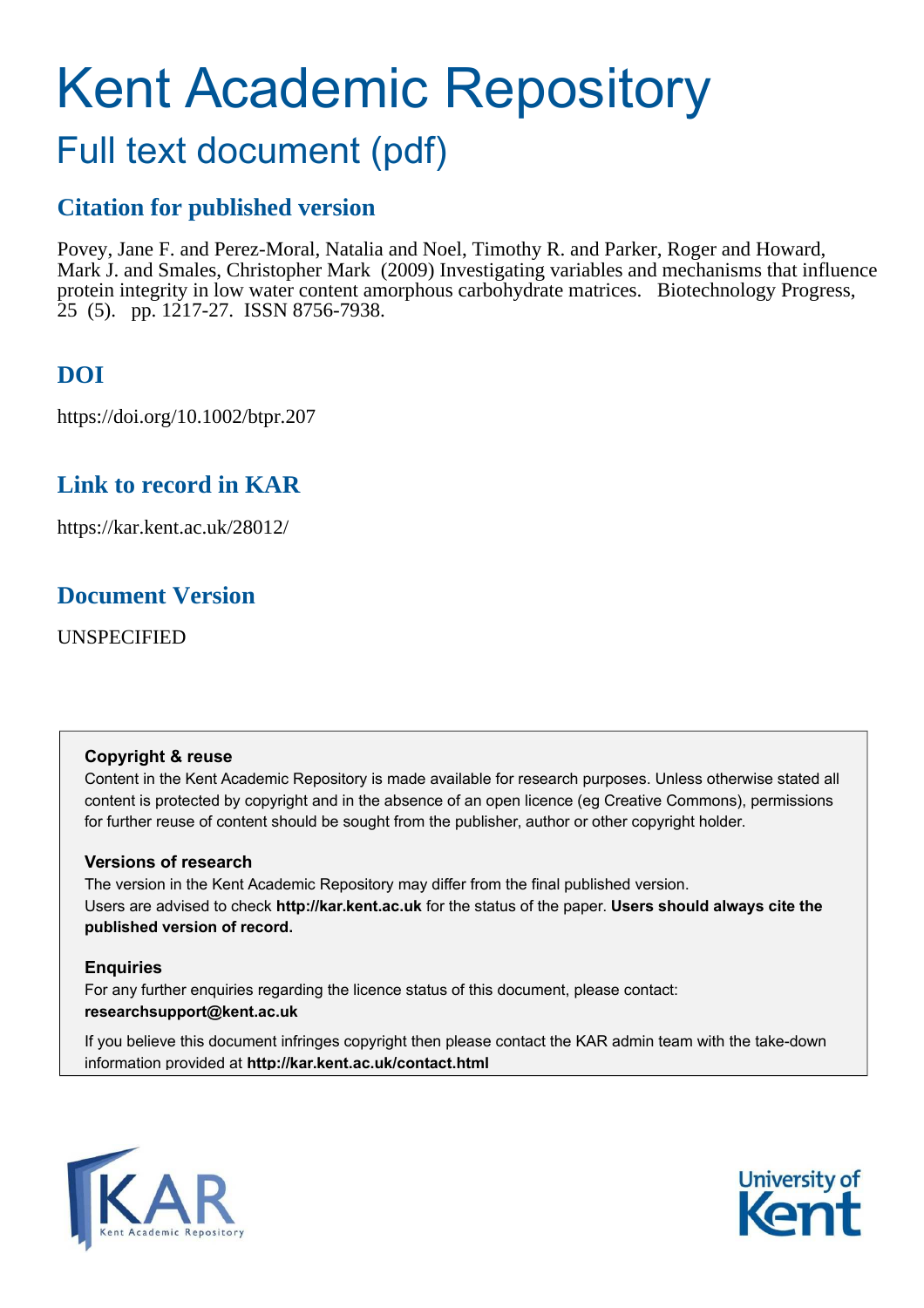# Kent Academic Repository

## Full text document (pdf)

### Citation for published version

Povey, Jane F. and Perez-Moral, Natalia and Noel, Timothy R. and Parker, Roger and Howard, Mark J. and Smales, Christopher Mark (2009) Investigating variables and mechanisms that influence protein integrity in low water content amorphous carbohydrate matrices. Biotechnology Progress, 25 (5). pp. 1217-27. ISSN 8756-7938.

### DOI

https://doi.org/10.1002/btpr.207

### Link to record in KAR

https://kar.kent.ac.uk/28012/

### Document Version

UNSPECIFIED

**Copyright & reuse**

Content in the Kent Academic Repository is made available for research purposes. Unless otherwise stated all content is protected by copyright and in the absence of an open licence (eg Creative Commons), permissions for further reuse of content should be sought from the publisher, author or other copyright holder.

**Versions of research**

The version in the Kent Academic Repository may differ from the final published version. Users are advised to check **http://kar.kent.ac.uk** for the status of the paper. **Users should always cite the published version of record.**

**Enquiries**

For any further enquiries regarding the licence status of this document, please contact: **researchsupport@kent.ac.uk**

If you believe this document infringes copyright then please contact the KAR admin team with the take-down information provided at **http://kar.kent.ac.uk/contact.html**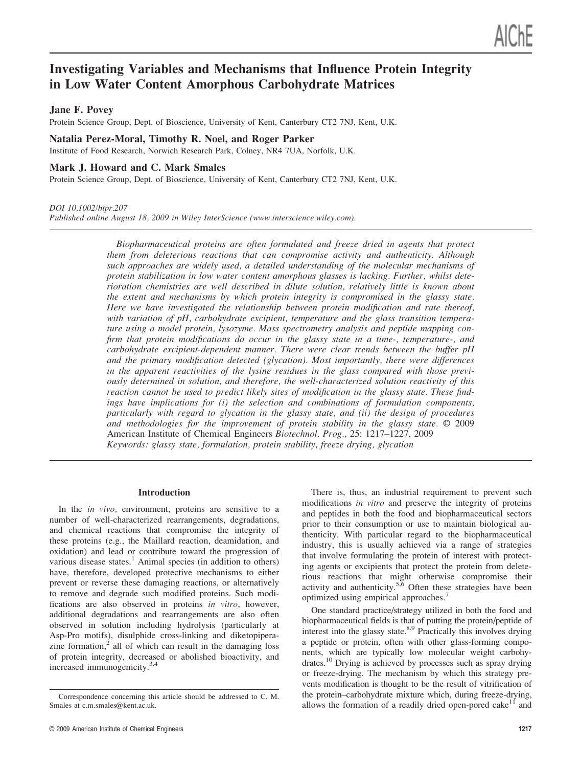# Investigating Variables and Mechanisms that Influence Protein Integrity in Low Water Content Amorphous Carbohydrate Matrices

**Jane F. Povey**

Protein Science Group, Dept. of Bioscience, University of Kent, Canterbury CT2 7NJ, Kent, U.K.

**Natalia Perez-Moral, Timothy R. Noel, and Roger Parker**

Institute of Food Research, Norwich Research Park, Colney, NR4 7UA, Norfolk, U.K.

**Mark J. Howard and C. Mark Smales**

Protein Science Group, Dept. of Bioscience, University of Kent, Canterbury CT2 7NJ, Kent, U.K.

*DOI 10.1002/btpr.207*
*Published online August 18, 2009 in Wiley InterScience (www.interscience.wiley.com).*

*Biopharmaceutical proteins are often formulated and freeze dried in agents that protect them from deleterious reactions that can compromise activity and authenticity. Although such approaches are widely used, a detailed understanding of the molecular mechanisms of protein stabilization in low water content amorphous glasses is lacking. Further, whilst deterioration chemistries are well described in dilute solution, relatively little is known about the extent and mechanisms by which protein integrity is compromised in the glassy state. Here we have investigated the relationship between protein modification and rate thereof, with variation of pH, carbohydrate excipient, temperature and the glass transition temperature using a model protein, lysozyme. Mass spectrometry analysis and peptide mapping confirm that protein modifications do occur in the glassy state in a time-, temperature-, and carbohydrate excipient-dependent manner. There were clear trends between the buffer pH and the primary modification detected (glycation). Most importantly, there were differences in the apparent reactivities of the lysine residues in the glass compared with those previously determined in solution, and therefore, the well-characterized solution reactivity of this reaction cannot be used to predict likely sites of modification in the glassy state. These findings have implications for (i) the selection and combinations of formulation components, particularly with regard to glycation in the glassy state, and (ii) the design of procedures and methodologies for the improvement of protein stability in the glassy state.* © 2009 American Institute of Chemical Engineers *Biotechnol. Prog.,* 25: 1217–1227, 2009
*Keywords: glassy state, formulation, protein stability, freeze drying, glycation*

## Introduction

In the *in vivo,* environment, proteins are sensitive to a number of well-characterized rearrangements, degradations, and chemical reactions that compromise the integrity of these proteins (e.g., the Maillard reaction, deamidation, and oxidation) and lead or contribute toward the progression of various disease states.[1] Animal species (in addition to others) have, therefore, developed protective mechanisms to either prevent or reverse these damaging reactions, or alternatively to remove and degrade such modified proteins. Such modifications are also observed in proteins *in vitro*, however, additional degradations and rearrangements are also often observed in solution including hydrolysis (particularly at Asp-Pro motifs), disulphide cross-linking and diketopiperazine formation,[2] all of which can result in the damaging loss of protein integrity, decreased or abolished bioactivity, and increased immunogenicity.[3,4]

There is, thus, an industrial requirement to prevent such modifications *in vitro* and preserve the integrity of proteins and peptides in both the food and biopharmaceutical sectors prior to their consumption or use to maintain biological authenticity. With particular regard to the biopharmaceutical industry, this is usually achieved via a range of strategies that involve formulating the protein of interest with protecting agents or excipients that protect the protein from deleterious reactions that might otherwise compromise their activity and authenticity.[5,6] Often these strategies have been optimized using empirical approaches.[7]

One standard practice/strategy utilized in both the food and biopharmaceutical fields is that of putting the protein/peptide of interest into the glassy state.[8,9] Practically this involves drying a peptide or protein, often with other glass-forming components, which are typically low molecular weight carbohydrates.[10] Drying is achieved by processes such as spray drying or freeze-drying. The mechanism by which this strategy prevents modification is thought to be the result of vitrification of the protein–carbohydrate mixture which, during freeze-drying, allows the formation of a readily dried open-pored cake[11] and

Correspondence concerning this article should be addressed to C. M. Smales at c.m.smales@kent.ac.uk.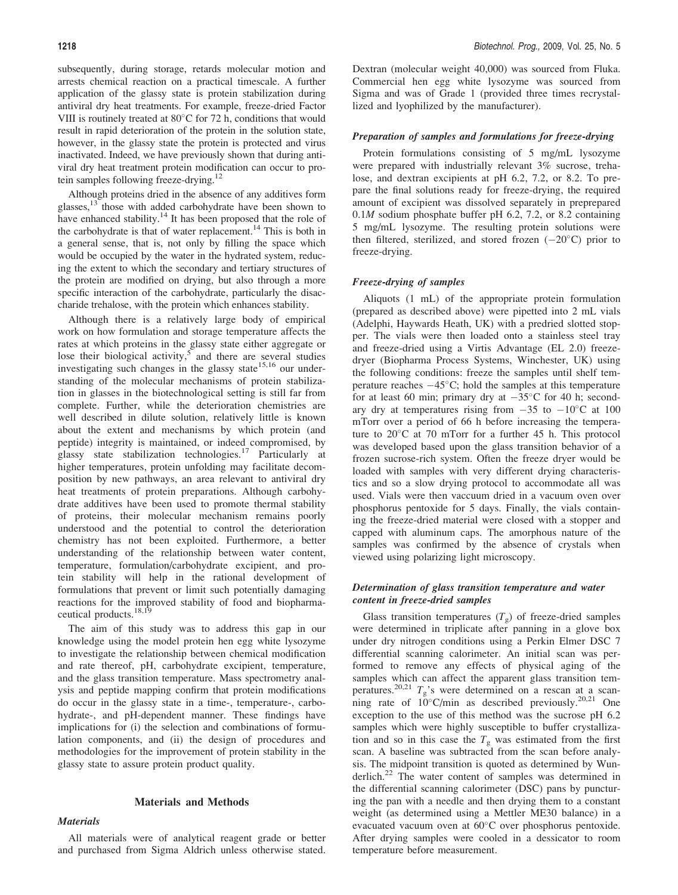subsequently, during storage, retards molecular motion and arrests chemical reaction on a practical timescale. A further application of the glassy state is protein stabilization during antiviral dry heat treatments. For example, freeze-dried Factor VIII is routinely treated at 80°C for 72 h, conditions that would result in rapid deterioration of the protein in the solution state, however, in the glassy state the protein is protected and virus inactivated. Indeed, we have previously shown that during antiviral dry heat treatment protein modification can occur to protein samples following freeze-drying.[12]

Although proteins dried in the absence of any additives form glasses,[13] those with added carbohydrate have been shown to have enhanced stability.[14] It has been proposed that the role of the carbohydrate is that of water replacement.[14] This is both in a general sense, that is, not only by filling the space which would be occupied by the water in the hydrated system, reducing the extent to which the secondary and tertiary structures of the protein are modified on drying, but also through a more specific interaction of the carbohydrate, particularly the disaccharide trehalose, with the protein which enhances stability.

Although there is a relatively large body of empirical work on how formulation and storage temperature affects the rates at which proteins in the glassy state either aggregate or lose their biological activity,[5] and there are several studies investigating such changes in the glassy state[15,16] our understanding of the molecular mechanisms of protein stabilization in glasses in the biotechnological setting is still far from complete. Further, while the deterioration chemistries are well described in dilute solution, relatively little is known about the extent and mechanisms by which protein (and peptide) integrity is maintained, or indeed compromised, by glassy state stabilization technologies.[17] Particularly at higher temperatures, protein unfolding may facilitate decomposition by new pathways, an area relevant to antiviral dry heat treatments of protein preparations. Although carbohydrate additives have been used to promote thermal stability of proteins, their molecular mechanism remains poorly understood and the potential to control the deterioration chemistry has not been exploited. Furthermore, a better understanding of the relationship between water content, temperature, formulation/carbohydrate excipient, and protein stability will help in the rational development of formulations that prevent or limit such potentially damaging reactions for the improved stability of food and biopharmaceutical products.[18,19]

The aim of this study was to address this gap in our knowledge using the model protein hen egg white lysozyme to investigate the relationship between chemical modification and rate thereof, pH, carbohydrate excipient, temperature, and the glass transition temperature. Mass spectrometry analysis and peptide mapping confirm that protein modifications do occur in the glassy state in a time-, temperature-, carbohydrate-, and pH-dependent manner. These findings have implications for (i) the selection and combinations of formulation components, and (ii) the design of procedures and methodologies for the improvement of protein stability in the glassy state to assure protein product quality.

## Materials and Methods

### *Materials*

All materials were of analytical reagent grade or better and purchased from Sigma Aldrich unless otherwise stated. Dextran (molecular weight 40,000) was sourced from Fluka. Commercial hen egg white lysozyme was sourced from Sigma and was of Grade 1 (provided three times recrystallized and lyophilized by the manufacturer).

### *Preparation of samples and formulations for freeze-drying*

Protein formulations consisting of 5 mg/mL lysozyme were prepared with industrially relevant 3% sucrose, trehalose, and dextran excipients at pH 6.2, 7.2, or 8.2. To prepare the final solutions ready for freeze-drying, the required amount of excipient was dissolved separately in preprepared 0.1*M* sodium phosphate buffer pH 6.2, 7.2, or 8.2 containing 5 mg/mL lysozyme. The resulting protein solutions were then filtered, sterilized, and stored frozen (−20°C) prior to freeze-drying.

### *Freeze-drying of samples*

Aliquots (1 mL) of the appropriate protein formulation (prepared as described above) were pipetted into 2 mL vials (Adelphi, Haywards Heath, UK) with a predried slotted stopper. The vials were then loaded onto a stainless steel tray and freeze-dried using a Virtis Advantage (EL 2.0) freeze-dryer (Biopharma Process Systems, Winchester, UK) using the following conditions: freeze the samples until shelf temperature reaches −45°C; hold the samples at this temperature for at least 60 min; primary dry at −35°C for 40 h; secondary dry at temperatures rising from −35 to −10°C at 100 mTorr over a period of 66 h before increasing the temperature to 20°C at 70 mTorr for a further 45 h. This protocol was developed based upon the glass transition behavior of a frozen sucrose-rich system. Often the freeze dryer would be loaded with samples with very different drying characteristics and so a slow drying protocol to accommodate all was used. Vials were then vaccuum dried in a vacuum oven over phosphorus pentoxide for 5 days. Finally, the vials containing the freeze-dried material were closed with a stopper and capped with aluminum caps. The amorphous nature of the samples was confirmed by the absence of crystals when viewed using polarizing light microscopy.

### *Determination of glass transition temperature and water content in freeze-dried samples*

Glass transition temperatures ($T_g$) of freeze-dried samples were determined in triplicate after panning in a glove box under dry nitrogen conditions using a Perkin Elmer DSC 7 differential scanning calorimeter. An initial scan was performed to remove any effects of physical aging of the samples which can affect the apparent glass transition temperatures.[20,21] $T_g$'s were determined on a rescan at a scanning rate of 10°C/min as described previously.[20,21] One exception to the use of this method was the sucrose pH 6.2 samples which were highly susceptible to buffer crystallization and so in this case the $T_g$ was estimated from the first scan. A baseline was subtracted from the scan before analysis. The midpoint transition is quoted as determined by Wunderlich.[22] The water content of samples was determined in the differential scanning calorimeter (DSC) pans by puncturing the pan with a needle and then drying them to a constant weight (as determined using a Mettler ME30 balance) in a evacuated vacuum oven at 60°C over phosphorus pentoxide. After drying samples were cooled in a dessicator to room temperature before measurement.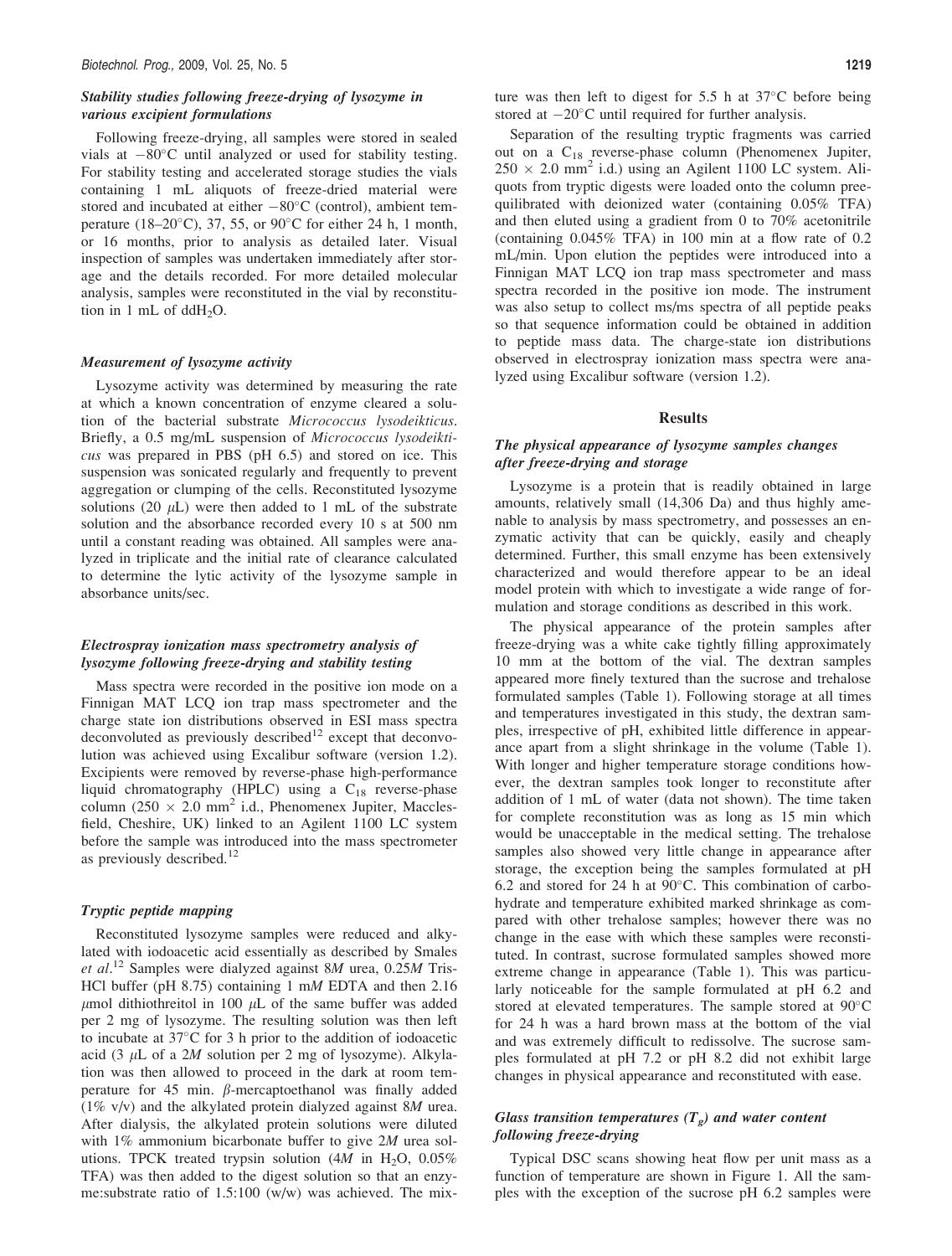### *Stability studies following freeze-drying of lysozyme in various excipient formulations*

Following freeze-drying, all samples were stored in sealed vials at −80°C until analyzed or used for stability testing. For stability testing and accelerated storage studies the vials containing 1 mL aliquots of freeze-dried material were stored and incubated at either −80°C (control), ambient temperature (18–20°C), 37, 55, or 90°C for either 24 h, 1 month, or 16 months, prior to analysis as detailed later. Visual inspection of samples was undertaken immediately after storage and the details recorded. For more detailed molecular analysis, samples were reconstituted in the vial by reconstitution in 1 mL of $ddH_2O$.

### *Measurement of lysozyme activity*

Lysozyme activity was determined by measuring the rate at which a known concentration of enzyme cleared a solution of the bacterial substrate *Micrococcus lysodeikticus*. Briefly, a 0.5 mg/mL suspension of *Micrococcus lysodeikticus* was prepared in PBS (pH 6.5) and stored on ice. This suspension was sonicated regularly and frequently to prevent aggregation or clumping of the cells. Reconstituted lysozyme solutions (20 μL) were then added to 1 mL of the substrate solution and the absorbance recorded every 10 s at 500 nm until a constant reading was obtained. All samples were analyzed in triplicate and the initial rate of clearance calculated to determine the lytic activity of the lysozyme sample in absorbance units/sec.

### *Electrospray ionization mass spectrometry analysis of lysozyme following freeze-drying and stability testing*

Mass spectra were recorded in the positive ion mode on a Finnigan MAT LCQ ion trap mass spectrometer and the charge state ion distributions observed in ESI mass spectra deconvoluted as previously described[12] except that deconvolution was achieved using Excalibur software (version 1.2). Excipients were removed by reverse-phase high-performance liquid chromatography (HPLC) using a $C_{18}$ reverse-phase column ($250 \times 2.0$ mm$^2$ i.d., Phenomenex Jupiter, Macclesfield, Cheshire, UK) linked to an Agilent 1100 LC system before the sample was introduced into the mass spectrometer as previously described.[12]

### *Tryptic peptide mapping*

Reconstituted lysozyme samples were reduced and alkylated with iodoacetic acid essentially as described by Smales *et al*.[12] Samples were dialyzed against 8*M* urea, 0.25*M* Tris-HCl buffer (pH 8.75) containing 1 m*M* EDTA and then 2.16 μmol dithiothreitol in 100 μL of the same buffer was added per 2 mg of lysozyme. The resulting solution was then left to incubate at 37°C for 3 h prior to the addition of iodoacetic acid (3 μL of a 2*M* solution per 2 mg of lysozyme). Alkylation was then allowed to proceed in the dark at room temperature for 45 min. β-mercaptoethanol was finally added (1% v/v) and the alkylated protein dialyzed against 8*M* urea. After dialysis, the alkylated protein solutions were diluted with 1% ammonium bicarbonate buffer to give 2*M* urea solutions. TPCK treated trypsin solution (4*M* in $H_2O$, 0.05% TFA) was then added to the digest solution so that an enzyme:substrate ratio of 1.5:100 (w/w) was achieved. The mixture was then left to digest for 5.5 h at 37°C before being stored at −20°C until required for further analysis.

Separation of the resulting tryptic fragments was carried out on a $C_{18}$ reverse-phase column (Phenomenex Jupiter, $250 \times 2.0$ mm$^2$ i.d.) using an Agilent 1100 LC system. Aliquots from tryptic digests were loaded onto the column preequilibrated with deionized water (containing 0.05% TFA) and then eluted using a gradient from 0 to 70% acetonitrile (containing 0.045% TFA) in 100 min at a flow rate of 0.2 mL/min. Upon elution the peptides were introduced into a Finnigan MAT LCQ ion trap mass spectrometer and mass spectra recorded in the positive ion mode. The instrument was also setup to collect ms/ms spectra of all peptide peaks so that sequence information could be obtained in addition to peptide mass data. The charge-state ion distributions observed in electrospray ionization mass spectra were analyzed using Excalibur software (version 1.2).

## Results

### *The physical appearance of lysozyme samples changes after freeze-drying and storage*

Lysozyme is a protein that is readily obtained in large amounts, relatively small (14,306 Da) and thus highly amenable to analysis by mass spectrometry, and possesses an enzymatic activity that can be quickly, easily and cheaply determined. Further, this small enzyme has been extensively characterized and would therefore appear to be an ideal model protein with which to investigate a wide range of formulation and storage conditions as described in this work.

The physical appearance of the protein samples after freeze-drying was a white cake tightly filling approximately 10 mm at the bottom of the vial. The dextran samples appeared more finely textured than the sucrose and trehalose formulated samples (Table 1). Following storage at all times and temperatures investigated in this study, the dextran samples, irrespective of pH, exhibited little difference in appearance apart from a slight shrinkage in the volume (Table 1). With longer and higher temperature storage conditions however, the dextran samples took longer to reconstitute after addition of 1 mL of water (data not shown). The time taken for complete reconstitution was as long as 15 min which would be unacceptable in the medical setting. The trehalose samples also showed very little change in appearance after storage, the exception being the samples formulated at pH 6.2 and stored for 24 h at 90°C. This combination of carbohydrate and temperature exhibited marked shrinkage as compared with other trehalose samples; however there was no change in the ease with which these samples were reconstituted. In contrast, sucrose formulated samples showed more extreme change in appearance (Table 1). This was particularly noticeable for the sample formulated at pH 6.2 and stored at elevated temperatures. The sample stored at 90°C for 24 h was a hard brown mass at the bottom of the vial and was extremely difficult to redissolve. The sucrose samples formulated at pH 7.2 or pH 8.2 did not exhibit large changes in physical appearance and reconstituted with ease.

### *Glass transition temperatures ($T_g$) and water content following freeze-drying*

Typical DSC scans showing heat flow per unit mass as a function of temperature are shown in Figure 1. All the samples with the exception of the sucrose pH 6.2 samples were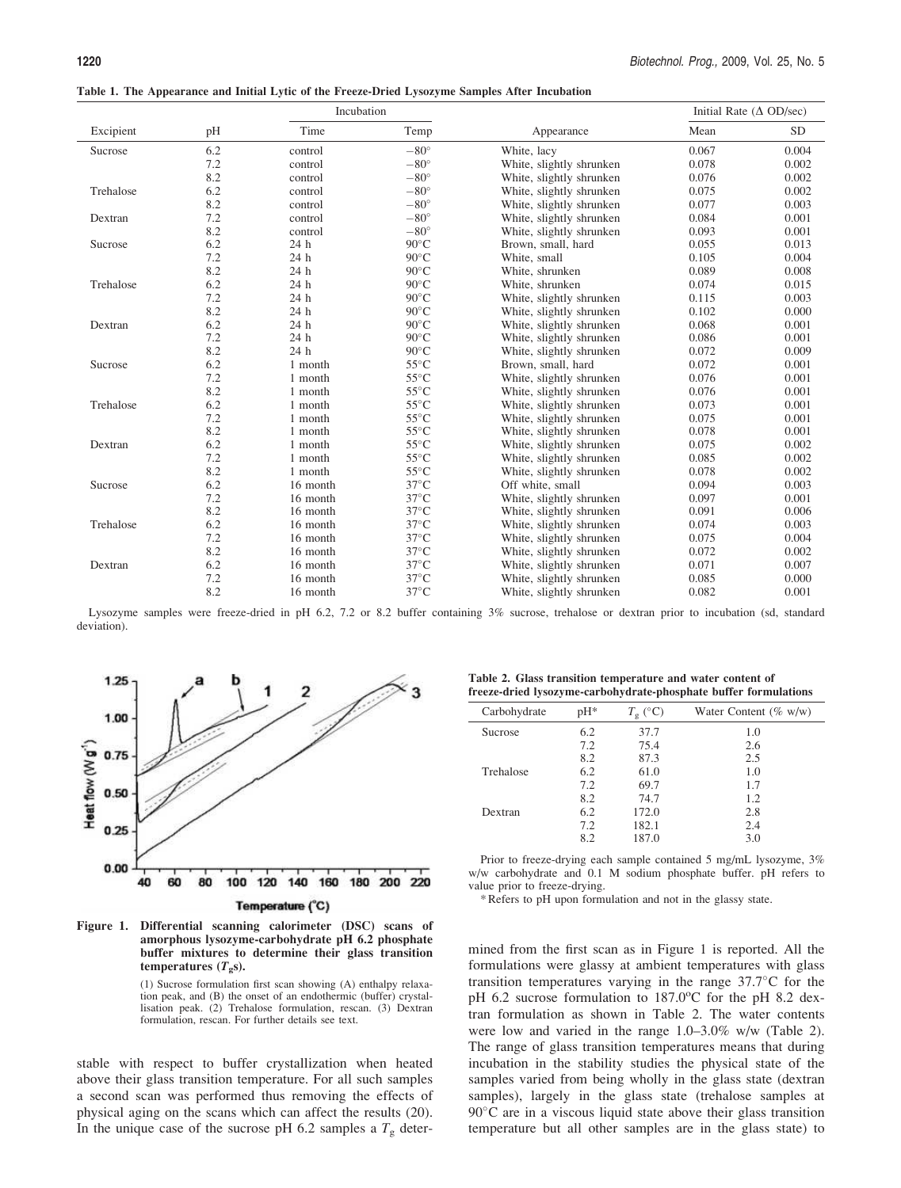**Table 1. The Appearance and Initial Lytic of the Freeze-Dried Lysozyme Samples After Incubation**

| Excipient | pH | Incubation | | Appearance | Initial Rate (Δ OD/sec) | |
|---|---|---|---|---|---|---|
| | | Time | Temp | | Mean | SD |
| Sucrose | 6.2 | control | −80° | White, lacy | 0.067 | 0.004 |
| | 7.2 | control | −80° | White, slightly shrunken | 0.078 | 0.002 |
| | 8.2 | control | −80° | White, slightly shrunken | 0.076 | 0.002 |
| Trehalose | 6.2 | control | −80° | White, slightly shrunken | 0.075 | 0.002 |
| | 8.2 | control | −80° | White, slightly shrunken | 0.077 | 0.003 |
| Dextran | 7.2 | control | −80° | White, slightly shrunken | 0.084 | 0.001 |
| | 8.2 | control | −80° | White, slightly shrunken | 0.093 | 0.001 |
| Sucrose | 6.2 | 24 h | 90°C | Brown, small, hard | 0.055 | 0.013 |
| | 7.2 | 24 h | 90°C | White, small | 0.105 | 0.004 |
| | 8.2 | 24 h | 90°C | White, shrunken | 0.089 | 0.008 |
| Trehalose | 6.2 | 24 h | 90°C | White, shrunken | 0.074 | 0.015 |
| | 7.2 | 24 h | 90°C | White, slightly shrunken | 0.115 | 0.003 |
| | 8.2 | 24 h | 90°C | White, slightly shrunken | 0.102 | 0.000 |
| Dextran | 6.2 | 24 h | 90°C | White, slightly shrunken | 0.068 | 0.001 |
| | 7.2 | 24 h | 90°C | White, slightly shrunken | 0.086 | 0.001 |
| | 8.2 | 24 h | 90°C | White, slightly shrunken | 0.072 | 0.009 |
| Sucrose | 6.2 | 1 month | 55°C | Brown, small, hard | 0.072 | 0.001 |
| | 7.2 | 1 month | 55°C | White, slightly shrunken | 0.076 | 0.001 |
| | 8.2 | 1 month | 55°C | White, slightly shrunken | 0.076 | 0.001 |
| Trehalose | 6.2 | 1 month | 55°C | White, slightly shrunken | 0.073 | 0.001 |
| | 7.2 | 1 month | 55°C | White, slightly shrunken | 0.075 | 0.001 |
| | 8.2 | 1 month | 55°C | White, slightly shrunken | 0.078 | 0.001 |
| Dextran | 6.2 | 1 month | 55°C | White, slightly shrunken | 0.075 | 0.002 |
| | 7.2 | 1 month | 55°C | White, slightly shrunken | 0.085 | 0.002 |
| | 8.2 | 1 month | 55°C | White, slightly shrunken | 0.078 | 0.002 |
| Sucrose | 6.2 | 16 month | 37°C | Off white, small | 0.094 | 0.003 |
| | 7.2 | 16 month | 37°C | White, slightly shrunken | 0.097 | 0.001 |
| | 8.2 | 16 month | 37°C | White, slightly shrunken | 0.091 | 0.006 |
| Trehalose | 6.2 | 16 month | 37°C | White, slightly shrunken | 0.074 | 0.003 |
| | 7.2 | 16 month | 37°C | White, slightly shrunken | 0.075 | 0.004 |
| | 8.2 | 16 month | 37°C | White, slightly shrunken | 0.072 | 0.002 |
| Dextran | 6.2 | 16 month | 37°C | White, slightly shrunken | 0.071 | 0.007 |
| | 7.2 | 16 month | 37°C | White, slightly shrunken | 0.085 | 0.000 |
| | 8.2 | 16 month | 37°C | White, slightly shrunken | 0.082 | 0.001 |

Lysozyme samples were freeze-dried in pH 6.2, 7.2 or 8.2 buffer containing 3% sucrose, trehalose or dextran prior to incubation (sd, standard deviation).

**Figure 1. Differential scanning calorimeter (DSC) scans of amorphous lysozyme-carbohydrate pH 6.2 phosphate buffer mixtures to determine their glass transition temperatures ($T_g$s).**

(1) Sucrose formulation first scan showing (A) enthalpy relaxation peak, and (B) the onset of an endothermic (buffer) crystallisation peak. (2) Trehalose formulation, rescan. (3) Dextran formulation, rescan. For further details see text.

stable with respect to buffer crystallization when heated above their glass transition temperature. For all such samples a second scan was performed thus removing the effects of physical aging on the scans which can affect the results (20). In the unique case of the sucrose pH 6.2 samples a $T_g$ determined from the first scan as in Figure 1 is reported. All the formulations were glassy at ambient temperatures with glass transition temperatures varying in the range 37.7°C for the pH 6.2 sucrose formulation to 187.0°C for the pH 8.2 dextran formulation as shown in Table 2. The water contents were low and varied in the range 1.0–3.0% w/w (Table 2). The range of glass transition temperatures means that during incubation in the stability studies the physical state of the samples varied from being wholly in the glass state (dextran samples), largely in the glass state (trehalose samples at 90°C are in a viscous liquid state above their glass transition temperature but all other samples are in the glass state) to

**Table 2. Glass transition temperature and water content of freeze-dried lysozyme-carbohydrate-phosphate buffer formulations**

| Carbohydrate | pH* | $T_g$ (°C) | Water Content (% w/w) |
|---|---|---|---|
| Sucrose | 6.2 | 37.7 | 1.0 |
| | 7.2 | 75.4 | 2.6 |
| | 8.2 | 87.3 | 2.5 |
| Trehalose | 6.2 | 61.0 | 1.0 |
| | 7.2 | 69.7 | 1.7 |
| | 8.2 | 74.7 | 1.2 |
| Dextran | 6.2 | 172.0 | 2.8 |
| | 7.2 | 182.1 | 2.4 |
| | 8.2 | 187.0 | 3.0 |

Prior to freeze-drying each sample contained 5 mg/mL lysozyme, 3% w/w carbohydrate and 0.1 M sodium phosphate buffer. pH refers to value prior to freeze-drying.

*Refers to pH upon formulation and not in the glassy state.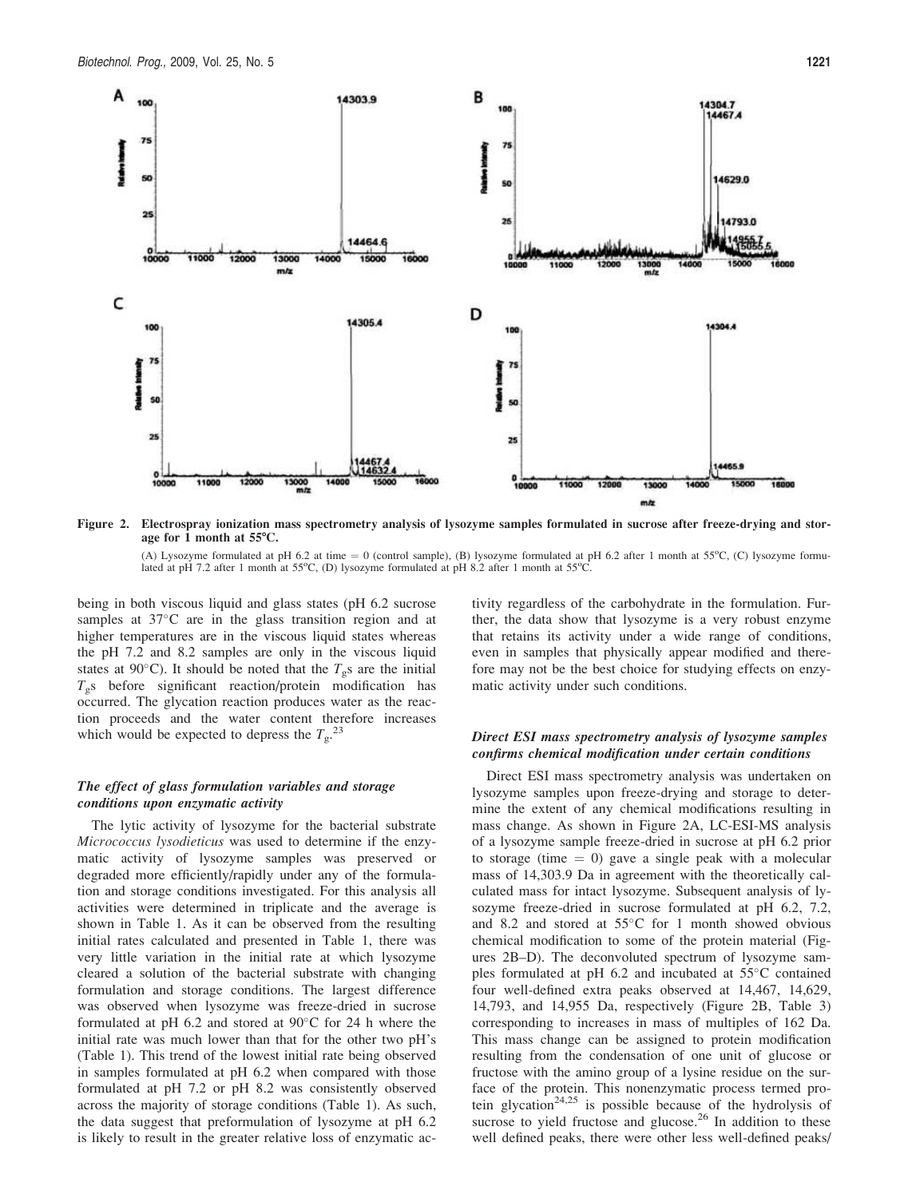**Figure 2. Electrospray ionization mass spectrometry analysis of lysozyme samples formulated in sucrose after freeze-drying and storage for 1 month at 55°C.**

(A) Lysozyme formulated at pH 6.2 at time = 0 (control sample), (B) lysozyme formulated at pH 6.2 after 1 month at 55°C, (C) lysozyme formulated at pH 7.2 after 1 month at 55°C, (D) lysozyme formulated at pH 8.2 after 1 month at 55°C.

being in both viscous liquid and glass states (pH 6.2 sucrose samples at 37°C are in the glass transition region and at higher temperatures are in the viscous liquid states whereas the pH 7.2 and 8.2 samples are only in the viscous liquid states at 90°C). It should be noted that the $T_g$s are the initial $T_g$s before significant reaction/protein modification has occurred. The glycation reaction produces water as the reaction proceeds and the water content therefore increases which would be expected to depress the $T_g$.[23]

### *The effect of glass formulation variables and storage conditions upon enzymatic activity*

The lytic activity of lysozyme for the bacterial substrate *Micrococcus lysodieticus* was used to determine if the enzymatic activity of lysozyme samples was preserved or degraded more efficiently/rapidly under any of the formulation and storage conditions investigated. For this analysis all activities were determined in triplicate and the average is shown in Table 1. As it can be observed from the resulting initial rates calculated and presented in Table 1, there was very little variation in the initial rate at which lysozyme cleared a solution of the bacterial substrate with changing formulation and storage conditions. The largest difference was observed when lysozyme was freeze-dried in sucrose formulated at pH 6.2 and stored at 90°C for 24 h where the initial rate was much lower than that for the other two pH's (Table 1). This trend of the lowest initial rate being observed in samples formulated at pH 6.2 when compared with those formulated at pH 7.2 or pH 8.2 was consistently observed across the majority of storage conditions (Table 1). As such, the data suggest that preformulation of lysozyme at pH 6.2 is likely to result in the greater relative loss of enzymatic activity regardless of the carbohydrate in the formulation. Further, the data show that lysozyme is a very robust enzyme that retains its activity under a wide range of conditions, even in samples that physically appear modified and therefore may not be the best choice for studying effects on enzymatic activity under such conditions.

### *Direct ESI mass spectrometry analysis of lysozyme samples confirms chemical modification under certain conditions*

Direct ESI mass spectrometry analysis was undertaken on lysozyme samples upon freeze-drying and storage to determine the extent of any chemical modifications resulting in mass change. As shown in Figure 2A, LC-ESI-MS analysis of a lysozyme sample freeze-dried in sucrose at pH 6.2 prior to storage (time = 0) gave a single peak with a molecular mass of 14,303.9 Da in agreement with the theoretically calculated mass for intact lysozyme. Subsequent analysis of lysozyme freeze-dried in sucrose formulated at pH 6.2, 7.2, and 8.2 and stored at 55°C for 1 month showed obvious chemical modification to some of the protein material (Figures 2B–D). The deconvoluted spectrum of lysozyme samples formulated at pH 6.2 and incubated at 55°C contained four well-defined extra peaks observed at 14,467, 14,629, 14,793, and 14,955 Da, respectively (Figure 2B, Table 3) corresponding to increases in mass of multiples of 162 Da. This mass change can be assigned to protein modification resulting from the condensation of one unit of glucose or fructose with the amino group of a lysine residue on the surface of the protein. This nonenzymatic process termed protein glycation[24,25] is possible because of the hydrolysis of sucrose to yield fructose and glucose.[26] In addition to these well defined peaks, there were other less well-defined peaks/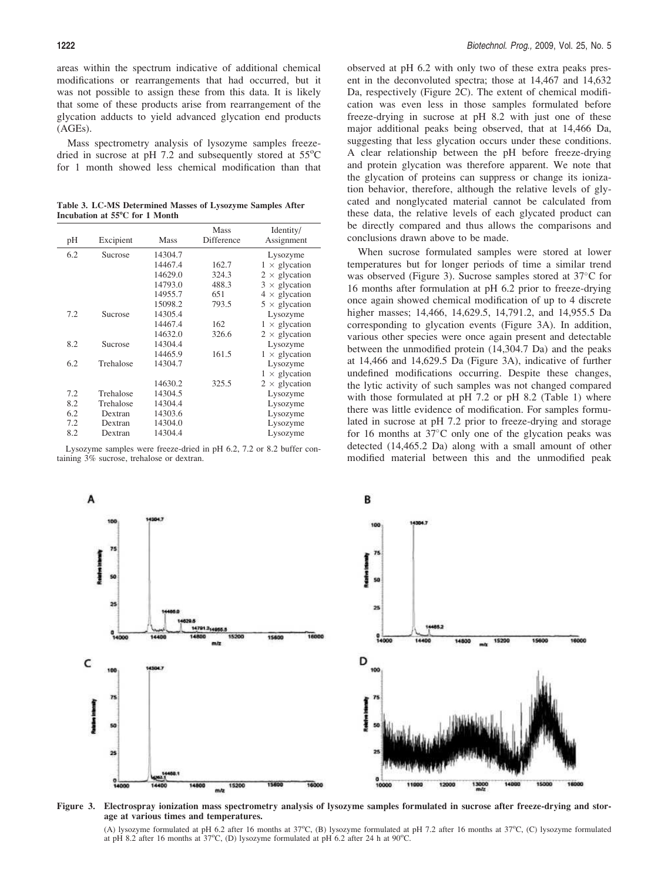areas within the spectrum indicative of additional chemical modifications or rearrangements that had occurred, but it was not possible to assign these from this data. It is likely that some of these products arise from rearrangement of the glycation adducts to yield advanced glycation end products (AGEs).

Mass spectrometry analysis of lysozyme samples freeze-dried in sucrose at pH 7.2 and subsequently stored at 55°C for 1 month showed less chemical modification than that observed at pH 6.2 with only two of these extra peaks present in the deconvoluted spectra; those at 14,467 and 14,632 Da, respectively (Figure 2C). The extent of chemical modification was even less in those samples formulated before freeze-drying in sucrose at pH 8.2 with just one of these major additional peaks being observed, that at 14,466 Da, suggesting that less glycation occurs under these conditions. A clear relationship between the pH before freeze-drying and protein glycation was therefore apparent. We note that the glycation of proteins can suppress or change its ionization behavior, therefore, although the relative levels of glycated and nonglycated material cannot be calculated from these data, the relative levels of each glycated product can be directly compared and thus allows the comparisons and conclusions drawn above to be made.

**Table 3. LC-MS Determined Masses of Lysozyme Samples After Incubation at 55°C for 1 Month**

| pH | Excipient | Mass | Mass Difference | Identity/ Assignment |
|---|---|---|---|---|
| 6.2 | Sucrose | 14304.7 | | Lysozyme |
| | | 14467.4 | 162.7 | 1 × glycation |
| | | 14629.0 | 324.3 | 2 × glycation |
| | | 14793.0 | 488.3 | 3 × glycation |
| | | 14955.7 | 651 | 4 × glycation |
| | | 15098.2 | 793.5 | 5 × glycation |
| 7.2 | Sucrose | 14305.4 | | Lysozyme |
| | | 14467.4 | 162 | 1 × glycation |
| | | 14632.0 | 326.6 | 2 × glycation |
| 8.2 | Sucrose | 14304.4 | | Lysozyme |
| | | 14465.9 | 161.5 | 1 × glycation |
| 6.2 | Trehalose | 14304.7 | | Lysozyme |
| | | | | 1 × glycation |
| | | 14630.2 | 325.5 | 2 × glycation |
| 7.2 | Trehalose | 14304.5 | | Lysozyme |
| 8.2 | Trehalose | 14304.4 | | Lysozyme |
| 6.2 | Dextran | 14303.6 | | Lysozyme |
| 7.2 | Dextran | 14304.0 | | Lysozyme |
| 8.2 | Dextran | 14304.4 | | Lysozyme |

Lysozyme samples were freeze-dried in pH 6.2, 7.2 or 8.2 buffer containing 3% sucrose, trehalose or dextran.

When sucrose formulated samples were stored at lower temperatures but for longer periods of time a similar trend was observed (Figure 3). Sucrose samples stored at 37°C for 16 months after formulation at pH 6.2 prior to freeze-drying once again showed chemical modification of up to 4 discrete higher masses; 14,466, 14,629.5, 14,791.2, and 14,955.5 Da corresponding to glycation events (Figure 3A). In addition, various other species were once again present and detectable between the unmodified protein (14,304.7 Da) and the peaks at 14,466 and 14,629.5 Da (Figure 3A), indicative of further undefined modifications occurring. Despite these changes, the lytic activity of such samples was not changed compared with those formulated at pH 7.2 or pH 8.2 (Table 1) where there was little evidence of modification. For samples formulated in sucrose at pH 7.2 prior to freeze-drying and storage for 16 months at 37°C only one of the glycation peaks was detected (14,465.2 Da) along with a small amount of other modified material between this and the unmodified peak

**Figure 3. Electrospray ionization mass spectrometry analysis of lysozyme samples formulated in sucrose after freeze-drying and storage at various times and temperatures.**

(A) lysozyme formulated at pH 6.2 after 16 months at 37°C, (B) lysozyme formulated at pH 7.2 after 16 months at 37°C, (C) lysozyme formulated at pH 8.2 after 16 months at 37°C, (D) lysozyme formulated at pH 6.2 after 24 h at 90°C.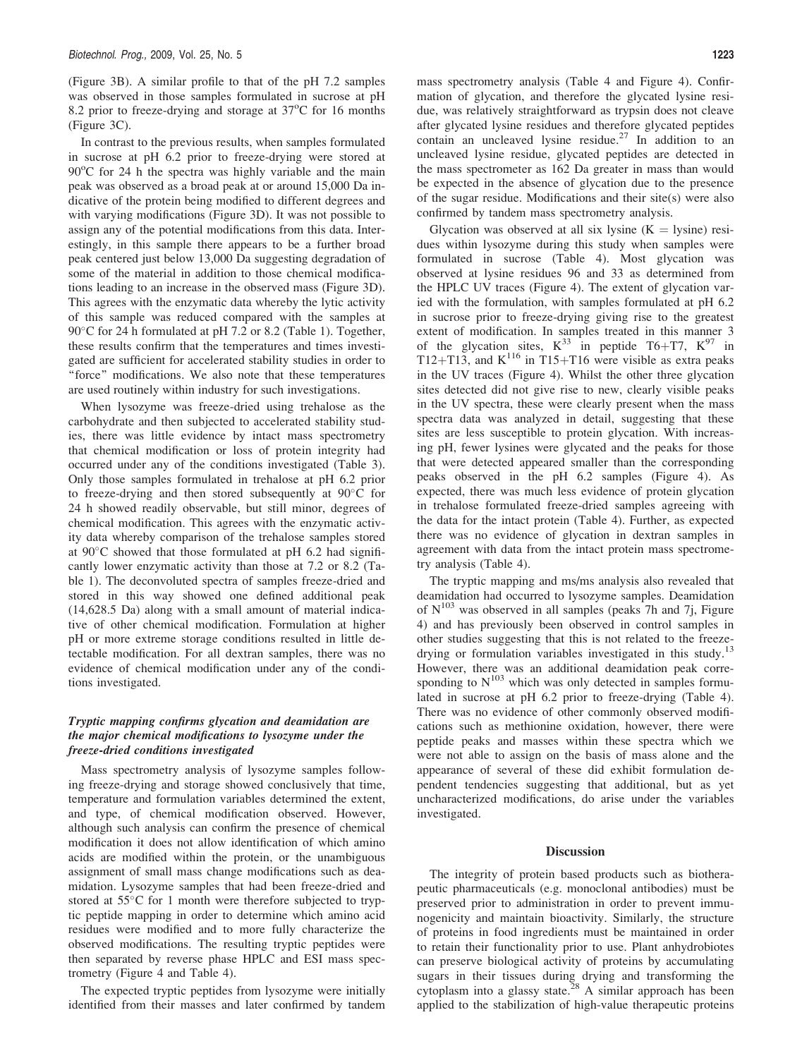(Figure 3B). A similar profile to that of the pH 7.2 samples was observed in those samples formulated in sucrose at pH 8.2 prior to freeze-drying and storage at 37°C for 16 months (Figure 3C).

In contrast to the previous results, when samples formulated in sucrose at pH 6.2 prior to freeze-drying were stored at 90°C for 24 h the spectra was highly variable and the main peak was observed as a broad peak at or around 15,000 Da indicative of the protein being modified to different degrees and with varying modifications (Figure 3D). It was not possible to assign any of the potential modifications from this data. Interestingly, in this sample there appears to be a further broad peak centered just below 13,000 Da suggesting degradation of some of the material in addition to those chemical modifications leading to an increase in the observed mass (Figure 3D). This agrees with the enzymatic data whereby the lytic activity of this sample was reduced compared with the samples at 90°C for 24 h formulated at pH 7.2 or 8.2 (Table 1). Together, these results confirm that the temperatures and times investigated are sufficient for accelerated stability studies in order to "force" modifications. We also note that these temperatures are used routinely within industry for such investigations.

When lysozyme was freeze-dried using trehalose as the carbohydrate and then subjected to accelerated stability studies, there was little evidence by intact mass spectrometry that chemical modification or loss of protein integrity had occurred under any of the conditions investigated (Table 3). Only those samples formulated in trehalose at pH 6.2 prior to freeze-drying and then stored subsequently at 90°C for 24 h showed readily observable, but still minor, degrees of chemical modification. This agrees with the enzymatic activity data whereby comparison of the trehalose samples stored at 90°C showed that those formulated at pH 6.2 had significantly lower enzymatic activity than those at 7.2 or 8.2 (Table 1). The deconvoluted spectra of samples freeze-dried and stored in this way showed one defined additional peak (14,628.5 Da) along with a small amount of material indicative of other chemical modification. Formulation at higher pH or more extreme storage conditions resulted in little detectable modification. For all dextran samples, there was no evidence of chemical modification under any of the conditions investigated.

### *Tryptic mapping confirms glycation and deamidation are the major chemical modifications to lysozyme under the freeze-dried conditions investigated*

Mass spectrometry analysis of lysozyme samples following freeze-drying and storage showed conclusively that time, temperature and formulation variables determined the extent, and type, of chemical modification observed. However, although such analysis can confirm the presence of chemical modification it does not allow identification of which amino acids are modified within the protein, or the unambiguous assignment of small mass change modifications such as deamidation. Lysozyme samples that had been freeze-dried and stored at 55°C for 1 month were therefore subjected to tryptic peptide mapping in order to determine which amino acid residues were modified and to more fully characterize the observed modifications. The resulting tryptic peptides were then separated by reverse phase HPLC and ESI mass spectrometry (Figure 4 and Table 4).

The expected tryptic peptides from lysozyme were initially identified from their masses and later confirmed by tandem mass spectrometry analysis (Table 4 and Figure 4). Confirmation of glycation, and therefore the glycated lysine residue, was relatively straightforward as trypsin does not cleave after glycated lysine residues and therefore glycated peptides contain an uncleaved lysine residue.[27] In addition to an uncleaved lysine residue, glycated peptides are detected in the mass spectrometer as 162 Da greater in mass than would be expected in the absence of glycation due to the presence of the sugar residue. Modifications and their site(s) were also confirmed by tandem mass spectrometry analysis.

Glycation was observed at all six lysine (K = lysine) residues within lysozyme during this study when samples were formulated in sucrose (Table 4). Most glycation was observed at lysine residues 96 and 33 as determined from the HPLC UV traces (Figure 4). The extent of glycation varied with the formulation, with samples formulated at pH 6.2 in sucrose prior to freeze-drying giving rise to the greatest extent of modification. In samples treated in this manner 3 of the glycation sites, $K^{33}$ in peptide T6+T7, $K^{97}$ in T12+T13, and $K^{116}$ in T15+T16 were visible as extra peaks in the UV traces (Figure 4). Whilst the other three glycation sites detected did not give rise to new, clearly visible peaks in the UV spectra, these were clearly present when the mass spectra data was analyzed in detail, suggesting that these sites are less susceptible to protein glycation. With increasing pH, fewer lysines were glycated and the peaks for those that were detected appeared smaller than the corresponding peaks observed in the pH 6.2 samples (Figure 4). As expected, there was much less evidence of protein glycation in trehalose formulated freeze-dried samples agreeing with the data for the intact protein (Table 4). Further, as expected there was no evidence of glycation in dextran samples in agreement with data from the intact protein mass spectrometry analysis (Table 4).

The tryptic mapping and ms/ms analysis also revealed that deamidation had occurred to lysozyme samples. Deamidation of $N^{103}$ was observed in all samples (peaks 7h and 7j, Figure 4) and has previously been observed in control samples in other studies suggesting that this is not related to the freeze-drying or formulation variables investigated in this study.[13] However, there was an additional deamidation peak corresponding to $N^{103}$ which was only detected in samples formulated in sucrose at pH 6.2 prior to freeze-drying (Table 4). There was no evidence of other commonly observed modifications such as methionine oxidation, however, there were peptide peaks and masses within these spectra which we were not able to assign on the basis of mass alone and the appearance of several of these did exhibit formulation dependent tendencies suggesting that additional, but as yet uncharacterized modifications, do arise under the variables investigated.

## Discussion

The integrity of protein based products such as biotherapeutic pharmaceuticals (e.g. monoclonal antibodies) must be preserved prior to administration in order to prevent immunogenicity and maintain bioactivity. Similarly, the structure of proteins in food ingredients must be maintained in order to retain their functionality prior to use. Plant anhydrobiotes can preserve biological activity of proteins by accumulating sugars in their tissues during drying and transforming the cytoplasm into a glassy state.[28] A similar approach has been applied to the stabilization of high-value therapeutic proteins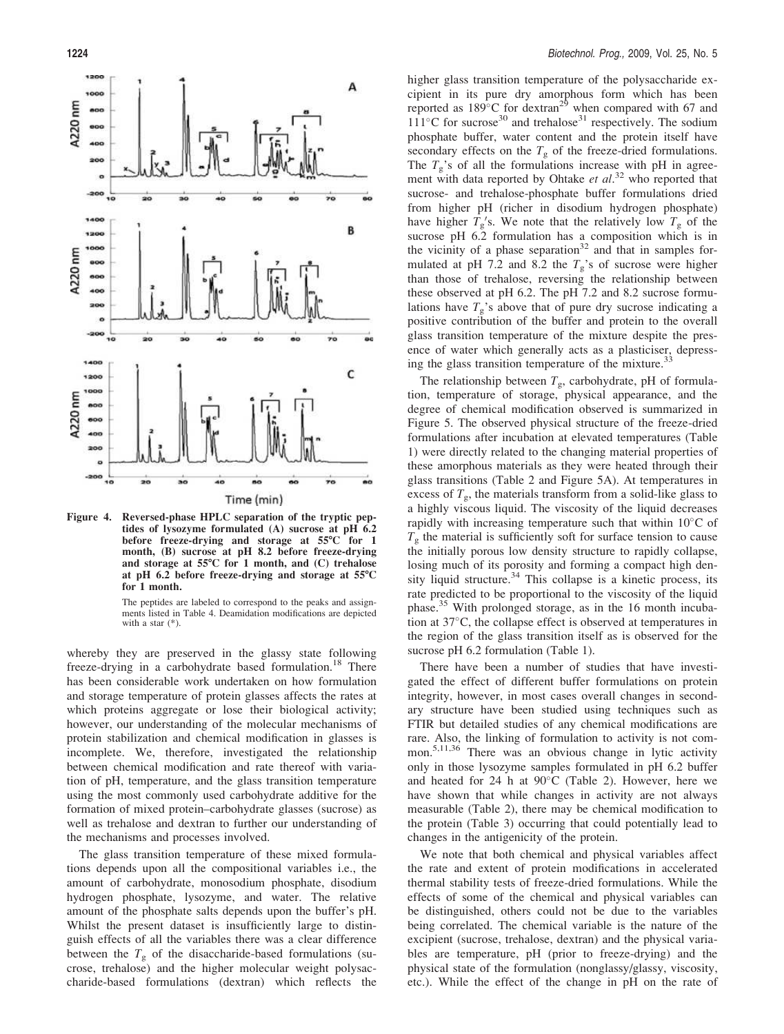**Figure 4. Reversed-phase HPLC separation of the tryptic peptides of lysozyme formulated (A) sucrose at pH 6.2 before freeze-drying and storage at 55°C for 1 month, (B) sucrose at pH 8.2 before freeze-drying and storage at 55°C for 1 month, and (C) trehalose at pH 6.2 before freeze-drying and storage at 55°C for 1 month.**

The peptides are labeled to correspond to the peaks and assignments listed in Table 4. Deamidation modifications are depicted with a star (*).

whereby they are preserved in the glassy state following freeze-drying in a carbohydrate based formulation.[18] There has been considerable work undertaken on how formulation and storage temperature of protein glasses affects the rates at which proteins aggregate or lose their biological activity; however, our understanding of the molecular mechanisms of protein stabilization and chemical modification in glasses is incomplete. We, therefore, investigated the relationship between chemical modification and rate thereof with variation of pH, temperature, and the glass transition temperature using the most commonly used carbohydrate additive for the formation of mixed protein–carbohydrate glasses (sucrose) as well as trehalose and dextran to further our understanding of the mechanisms and processes involved.

The glass transition temperature of these mixed formulations depends upon all the compositional variables i.e., the amount of carbohydrate, monosodium phosphate, disodium hydrogen phosphate, lysozyme, and water. The relative amount of the phosphate salts depends upon the buffer's pH. Whilst the present dataset is insufficiently large to distinguish effects of all the variables there was a clear difference between the $T_g$ of the disaccharide-based formulations (sucrose, trehalose) and the higher molecular weight polysaccharide-based formulations (dextran) which reflects the higher glass transition temperature of the polysaccharide excipient in its pure dry amorphous form which has been reported as 189°C for dextran[29] when compared with 67 and 111°C for sucrose[30] and trehalose[31] respectively. The sodium phosphate buffer, water content and the protein itself have secondary effects on the $T_g$ of the freeze-dried formulations. The $T_g$'s of all the formulations increase with pH in agreement with data reported by Ohtake *et al*.[32] who reported that sucrose- and trehalose-phosphate buffer formulations dried from higher pH (richer in disodium hydrogen phosphate) have higher $T_g$'s. We note that the relatively low $T_g$ of the sucrose pH 6.2 formulation has a composition which is in the vicinity of a phase separation[32] and that in samples formulated at pH 7.2 and 8.2 the $T_g$'s of sucrose were higher than those of trehalose, reversing the relationship between these observed at pH 6.2. The pH 7.2 and 8.2 sucrose formulations have $T_g$'s above that of pure dry sucrose indicating a positive contribution of the buffer and protein to the overall glass transition temperature of the mixture despite the presence of water which generally acts as a plasticiser, depressing the glass transition temperature of the mixture.[33]

The relationship between $T_g$, carbohydrate, pH of formulation, temperature of storage, physical appearance, and the degree of chemical modification observed is summarized in Figure 5. The observed physical structure of the freeze-dried formulations after incubation at elevated temperatures (Table 1) were directly related to the changing material properties of these amorphous materials as they were heated through their glass transitions (Table 2 and Figure 5A). At temperatures in excess of $T_g$, the materials transform from a solid-like glass to a highly viscous liquid. The viscosity of the liquid decreases rapidly with increasing temperature such that within 10°C of $T_g$ the material is sufficiently soft for surface tension to cause the initially porous low density structure to rapidly collapse, losing much of its porosity and forming a compact high density liquid structure.[34] This collapse is a kinetic process, its rate predicted to be proportional to the viscosity of the liquid phase.[35] With prolonged storage, as in the 16 month incubation at 37°C, the collapse effect is observed at temperatures in the region of the glass transition itself as is observed for the sucrose pH 6.2 formulation (Table 1).

There have been a number of studies that have investigated the effect of different buffer formulations on protein integrity, however, in most cases overall changes in secondary structure have been studied using techniques such as FTIR but detailed studies of any chemical modifications are rare. Also, the linking of formulation to activity is not common.[5,11,36] There was an obvious change in lytic activity only in those lysozyme samples formulated in pH 6.2 buffer and heated for 24 h at 90°C (Table 2). However, here we have shown that while changes in activity are not always measurable (Table 2), there may be chemical modification to the protein (Table 3) occurring that could potentially lead to changes in the antigenicity of the protein.

We note that both chemical and physical variables affect the rate and extent of protein modifications in accelerated thermal stability tests of freeze-dried formulations. While the effects of some of the chemical and physical variables can be distinguished, others could not be due to the variables being correlated. The chemical variable is the nature of the excipient (sucrose, trehalose, dextran) and the physical variables are temperature, pH (prior to freeze-drying) and the physical state of the formulation (nonglassy/glassy, viscosity, etc.). While the effect of the change in pH on the rate of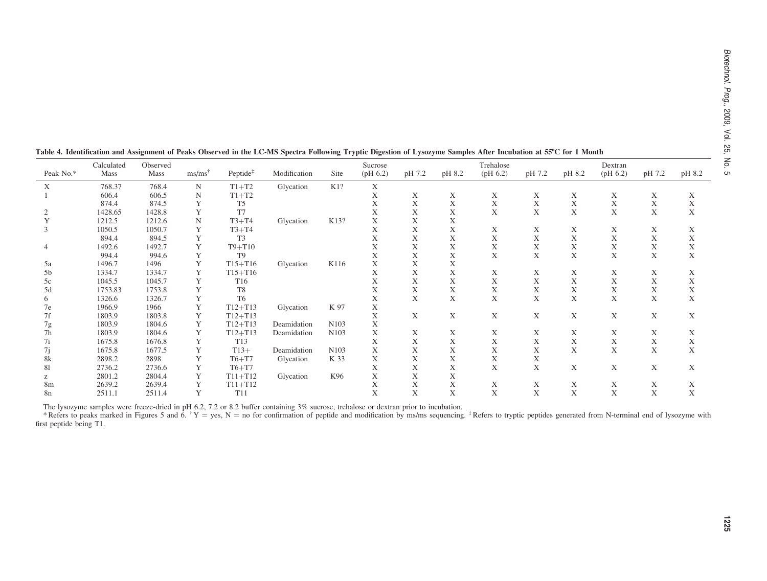**Table 4. Identification and Assignment of Peaks Observed in the LC-MS Spectra Following Tryptic Digestion of Lysozyme Samples After Incubation at 55°C for 1 Month**

| Peak No.* | Calculated Mass | Observed Mass | ms/ms[†] | Peptide[‡] | Modification | Site | Sucrose (pH 6.2) | pH 7.2 | pH 8.2 | Trehalose (pH 6.2) | pH 7.2 | pH 8.2 | Dextran (pH 6.2) | pH 7.2 | pH 8.2 |
|---|---|---|---|---|---|---|---|---|---|---|---|---|---|---|---|
| X | 768.37 | 768.4 | N | T1+T2 | Glycation | K1? | X | | | | | | | | |
| 1 | 606.4 | 606.5 | N | T1+T2 | | | X | X | X | X | X | X | X | X | X |
| | 874.4 | 874.5 | Y | T5 | | | X | X | X | X | X | X | X | X | X |
| 2 | 1428.65 | 1428.8 | Y | T7 | | | X | X | X | X | X | X | X | X | X |
| Y | 1212.5 | 1212.6 | N | T3+T4 | Glycation | K13? | X | X | X | | | | | | |
| 3 | 1050.5 | 1050.7 | Y | T3+T4 | | | X | X | X | X | X | X | X | X | X |
| | 894.4 | 894.5 | Y | T3 | | | X | X | X | X | X | X | X | X | X |
| 4 | 1492.6 | 1492.7 | Y | T9+T10 | | | X | X | X | X | X | X | X | X | X |
| | 994.4 | 994.6 | Y | T9 | | | X | X | X | X | X | X | X | X | X |
| 5a | 1496.7 | 1496 | Y | T15+T16 | Glycation | K116 | X | X | X | | | | | | |
| 5b | 1334.7 | 1334.7 | Y | T15+T16 | | | X | X | X | X | X | X | X | X | X |
| 5c | 1045.5 | 1045.7 | Y | T16 | | | X | X | X | X | X | X | X | X | X |
| 5d | 1753.83 | 1753.8 | Y | T8 | | | X | X | X | X | X | X | X | X | X |
| 6 | 1326.6 | 1326.7 | Y | T6 | | | X | X | X | X | X | X | X | X | X |
| 7e | 1966.9 | 1966 | Y | T12+T13 | Glycation | K 97 | X | | | | | | | | |
| 7f | 1803.9 | 1803.8 | Y | T12+T13 | | | X | X | X | X | X | X | X | X | X |
| 7g | 1803.9 | 1804.6 | Y | T12+T13 | Deamidation | N103 | X | | | | | | | | |
| 7h | 1803.9 | 1804.6 | Y | T12+T13 | Deamidation | N103 | X | X | X | X | X | X | X | X | X |
| 7i | 1675.8 | 1676.8 | Y | T13 | | | X | X | X | X | X | X | X | X | X |
| 7j | 1675.8 | 1677.5 | Y | T13+ | Deamidation | N103 | X | X | X | X | X | X | X | X | X |
| 8k | 2898.2 | 2898 | Y | T6+T7 | Glycation | K 33 | X | X | X | X | X | | | | |
| 8l | 2736.2 | 2736.6 | Y | T6+T7 | | | X | X | X | X | X | X | X | X | X |
| z | 2801.2 | 2804.4 | Y | T11+T12 | Glycation | K96 | X | X | X | | | | | | |
| 8m | 2639.2 | 2639.4 | Y | T11+T12 | | | X | X | X | X | X | X | X | X | X |
| 8n | 2511.1 | 2511.4 | Y | T11 | | | X | X | X | X | X | X | X | X | X |

The lysozyme samples were freeze-dried in pH 6.2, 7.2 or 8.2 buffer containing 3% sucrose, trehalose or dextran prior to incubation.

* Refers to peaks marked in Figures 5 and 6. [†] Y = yes, N = no for confirmation of peptide and modification by ms/ms sequencing. [‡] Refers to tryptic peptides generated from N-terminal end of lysozyme with first peptide being T1.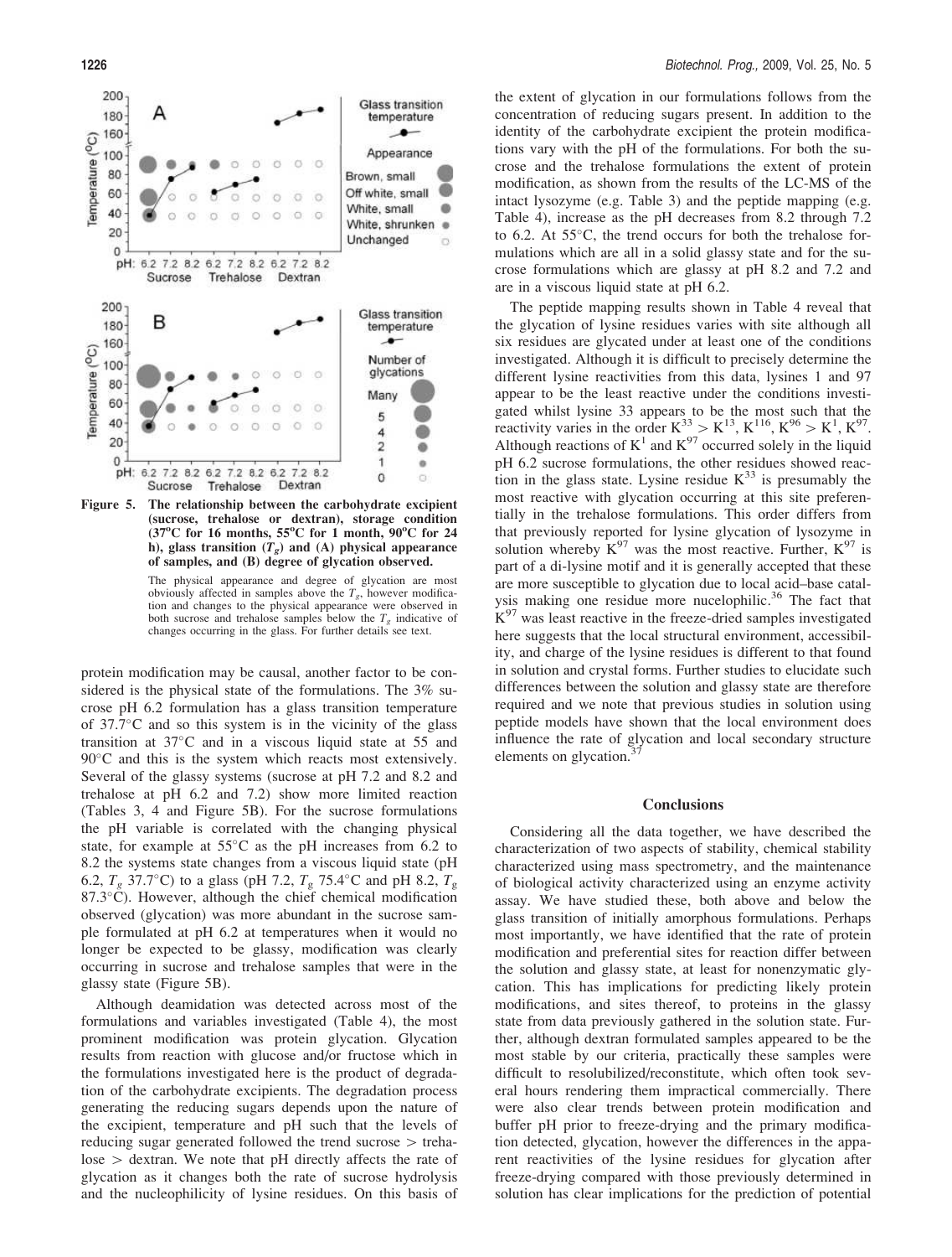A

Temperature (°C)

200
180
160
100
80
60
40
20
0

pH: 6.2 7.2 8.2 6.2 7.2 8.2 6.2 7.2 8.2

Sucrose Trehalose Dextran

Glass transition temperature

Appearance

Brown, small

Off white, small

White, small

White, shrunken

Unchanged

B

Temperature (°C)

200
180
160
100
80
60
40
20
0

pH: 6.2 7.2 8.2 6.2 7.2 8.2 6.2 7.2 8.2

Sucrose Trehalose Dextran

Glass transition temperature

Number of glycations

Many
5
4
2
1
0

**Figure 5. The relationship between the carbohydrate excipient (sucrose, trehalose or dextran), storage condition (37°C for 16 months, 55°C for 1 month, 90°C for 24 h), glass transition ($T_g$) and (A) physical appearance of samples, and (B) degree of glycation observed.**

The physical appearance and degree of glycation are most obviously affected in samples above the $T_g$, however modification and changes to the physical appearance were observed in both sucrose and trehalose samples below the $T_g$ indicative of changes occurring in the glass. For further details see text.

protein modification may be causal, another factor to be considered is the physical state of the formulations. The 3% sucrose pH 6.2 formulation has a glass transition temperature of 37.7°C and so this system is in the vicinity of the glass transition at 37°C and in a viscous liquid state at 55 and 90°C and this is the system which reacts most extensively. Several of the glassy systems (sucrose at pH 7.2 and 8.2 and trehalose at pH 6.2 and 7.2) show more limited reaction (Tables 3, 4 and Figure 5B). For the sucrose formulations the pH variable is correlated with the changing physical state, for example at 55°C as the pH increases from 6.2 to 8.2 the systems state changes from a viscous liquid state (pH 6.2, $T_g$ 37.7°C) to a glass (pH 7.2, $T_g$ 75.4°C and pH 8.2, $T_g$ 87.3°C). However, although the chief chemical modification observed (glycation) was more abundant in the sucrose sample formulated at pH 6.2 at temperatures when it would no longer be expected to be glassy, modification was clearly occurring in sucrose and trehalose samples that were in the glassy state (Figure 5B).

Although deamidation was detected across most of the formulations and variables investigated (Table 4), the most prominent modification was protein glycation. Glycation results from reaction with glucose and/or fructose which in the formulations investigated here is the product of degradation of the carbohydrate excipients. The degradation process generating the reducing sugars depends upon the nature of the excipient, temperature and pH such that the levels of reducing sugar generated followed the trend sucrose > trehalose > dextran. We note that pH directly affects the rate of glycation as it changes both the rate of sucrose hydrolysis and the nucleophilicity of lysine residues. On this basis of the extent of glycation in our formulations follows from the concentration of reducing sugars present. In addition to the identity of the carbohydrate excipient the protein modifications vary with the pH of the formulations. For both the sucrose and the trehalose formulations the extent of protein modification, as shown from the results of the LC-MS of the intact lysozyme (e.g. Table 3) and the peptide mapping (e.g. Table 4), increase as the pH decreases from 8.2 through 7.2 to 6.2. At 55°C, the trend occurs for both the trehalose formulations which are all in a solid glassy state and for the sucrose formulations which are glassy at pH 8.2 and 7.2 and are in a viscous liquid state at pH 6.2.

The peptide mapping results shown in Table 4 reveal that the glycation of lysine residues varies with site although all six residues are glycated under at least one of the conditions investigated. Although it is difficult to precisely determine the different lysine reactivities from this data, lysines 1 and 97 appear to be the least reactive under the conditions investigated whilst lysine 33 appears to be the most such that the reactivity varies in the order $K^{33} > K^{13}, K^{116}, K^{96} > K^{1}, K^{97}$. Although reactions of $K^1$ and $K^{97}$ occurred solely in the liquid pH 6.2 sucrose formulations, the other residues showed reaction in the glass state. Lysine residue $K^{33}$ is presumably the most reactive with glycation occurring at this site preferentially in the trehalose formulations. This order differs from that previously reported for lysine glycation of lysozyme in solution whereby $K^{97}$ was the most reactive. Further, $K^{97}$ is part of a di-lysine motif and it is generally accepted that these are more susceptible to glycation due to local acid–base catalysis making one residue more nucelophilic.[36] The fact that $K^{97}$ was least reactive in the freeze-dried samples investigated here suggests that the local structural environment, accessibility, and charge of the lysine residues is different to that found in solution and crystal forms. Further studies to elucidate such differences between the solution and glassy state are therefore required and we note that previous studies in solution using peptide models have shown that the local environment does influence the rate of glycation and local secondary structure elements on glycation.[37]

## Conclusions

Considering all the data together, we have described the characterization of two aspects of stability, chemical stability characterized using mass spectrometry, and the maintenance of biological activity characterized using an enzyme activity assay. We have studied these, both above and below the glass transition of initially amorphous formulations. Perhaps most importantly, we have identified that the rate of protein modification and preferential sites for reaction differ between the solution and glassy state, at least for nonenzymatic glycation. This has implications for predicting likely protein modifications, and sites thereof, to proteins in the glassy state from data previously gathered in the solution state. Further, although dextran formulated samples appeared to be the most stable by our criteria, practically these samples were difficult to resolubilized/reconstitute, which often took several hours rendering them impractical commercially. There were also clear trends between protein modification and buffer pH prior to freeze-drying and the primary modification detected, glycation, however the differences in the apparent reactivities of the lysine residues for glycation after freeze-drying compared with those previously determined in solution has clear implications for the prediction of potential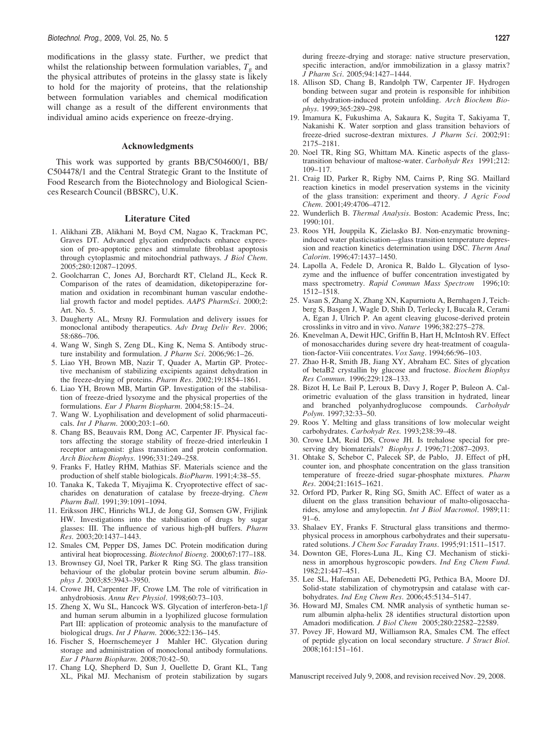modifications in the glassy state. Further, we predict that whilst the relationship between formulation variables, $T_g$ and the physical attributes of proteins in the glassy state is likely to hold for the majority of proteins, that the relationship between formulation variables and chemical modification will change as a result of the different environments that individual amino acids experience on freeze-drying.

## Acknowledgments

This work was supported by grants BB/C504600/1, BB/C504478/1 and the Central Strategic Grant to the Institute of Food Research from the Biotechnology and Biological Sciences Research Council (BBSRC), U.K.

## Literature Cited

1. Alikhani ZB, Alikhani M, Boyd CM, Nagao K, Trackman PC, Graves DT. Advanced glycation endproducts enhance expression of pro-apoptotic genes and stimulate fibroblast apoptosis through cytoplasmic and mitochondrial pathways. *J Biol Chem*. 2005;280:12087–12095.
2. Goolcharran C, Jones AJ, Borchardt RT, Cleland JL, Keck R. Comparison of the rates of deamidation, diketopiperazine formation and oxidation in recombinant human vascular endothelial growth factor and model peptides. *AAPS PharmSci*. 2000;2: Art. No. 5.
3. Daugherty AL, Mrsny RJ. Formulation and delivery issues for monoclonal antibody therapeutics. *Adv Drug Deliv Rev*. 2006; 58:686–706.
4. Wang W, Singh S, Zeng DL, King K, Nema S. Antibody structure instability and formulation. *J Pharm Sci*. 2006;96:1–26.
5. Liao YH, Brown MB, Nazir T, Quader A, Martin GP. Protective mechanism of stabilizing excipients against dehydration in the freeze-drying of proteins. *Pharm Res*. 2002;19:1854–1861.
6. Liao YH, Brown MB, Martin GP. Investigation of the stabilisation of freeze-dried lysozyme and the physical properties of the formulations. *Eur J Pharm Biopharm*. 2004;58:15–24.
7. Wang W. Lyophilisation and development of solid pharmaceuticals. *Int J Pharm*. 2000;203:1–60.
8. Chang BS, Beauvais RM, Dong AC, Carpenter JF. Physical factors affecting the storage stability of freeze-dried interleukin I receptor antagonist: glass transition and protein conformation. *Arch Biochem Biophys*. 1996;331:249–258.
9. Franks F, Hatley RHM, Mathias SF. Materials science and the production of shelf stable biologicals. *BioPharm*. 1991;4:38–55.
10. Tanaka K, Takeda T, Miyajima K. Cryoprotective effect of saccharides on denaturation of catalase by freeze-drying. *Chem Pharm Bull*. 1991;39:1091–1094.
11. Eriksson JHC, Hinrichs WLJ, de Jong GJ, Somsen GW, Frijlink HW. Investigations into the stabilisation of drugs by sugar glasses: III. The influence of various high-pH buffers. *Pharm Res*. 2003;20:1437–1443.
12. Smales CM, Pepper DS, James DC. Protein modification during antiviral heat bioprocessing. *Biotechnol Bioeng*. 2000;67:177–188.
13. Brownsey GJ, Noel TR, Parker R Ring SG. The glass transition behaviour of the globular protein bovine serum albumin. *Biophys J*. 2003;85:3943–3950.
14. Crowe JH, Carpenter JF, Crowe LM. The role of vitrification in anhydrobiosis. *Annu Rev Physiol*. 1998;60:73–103.
15. Zheng X, Wu SL, Hancock WS. Glycation of interferon-beta-1$\beta$ and human serum albumin in a lyophilized glucose formulation Part III: application of proteomic analysis to the manufacture of biological drugs. *Int J Pharm*. 2006;322:136–145.
16. Fischer S, Hoernschemeyer J Mahler HC. Glycation during storage and administration of monoclonal antibody formulations. *Eur J Pharm Biopharm*. 2008;70:42–50.
17. Chang LQ, Shepherd D, Sun J, Ouellette D, Grant KL, Tang XL, Pikal MJ. Mechanism of protein stabilization by sugars during freeze-drying and storage: native structure preservation, specific interaction, and/or immobilization in a glassy matrix? *J Pharm Sci*. 2005;94:1427–1444.
18. Allison SD, Chang B, Randolph TW, Carpenter JF. Hydrogen bonding between sugar and protein is responsible for inhibition of dehydration-induced protein unfolding. *Arch Biochem Biophys*. 1999;365:289–298.
19. Imamura K, Fukushima A, Sakaura K, Sugita T, Sakiyama T, Nakanishi K. Water sorption and glass transition behaviors of freeze-dried sucrose-dextran mixtures. *J Pharm Sci*. 2002;91: 2175–2181.
20. Noel TR, Ring SG, Whittam MA. Kinetic aspects of the glass-transition behaviour of maltose-water. *Carbohydr Res* 1991;212: 109–117.
21. Craig ID, Parker R, Rigby NM, Cairns P, Ring SG. Maillard reaction kinetics in model preservation systems in the vicinity of the glass transition: experiment and theory. *J Agric Food Chem*. 2001;49:4706–4712.
22. Wunderlich B. *Thermal Analysis*. Boston: Academic Press, Inc; 1990:101.
23. Roos YH, Jouppila K, Zielasko BJ. Non-enzymatic browning-induced water plasticisation—glass transition temperature depression and reaction kinetics determination using DSC. *Therm Anal Calorim*. 1996;47:1437–1450.
24. Lapolla A, Fedele D, Aronica R, Baldo L. Glycation of lysozyme and the influence of buffer concentration investigated by mass spectrometry. *Rapid Commun Mass Spectrom* 1996;10: 1512–1518.
25. Vasan S, Zhang X, Zhang XN, Kapurniotu A, Bernhagen J, Teichberg S, Basgen J, Wagle D, Shih D, Terlecky I, Bucala R, Cerami A, Egan J, Ulrich P. An agent cleaving glucose-derived protein crosslinks in vitro and in vivo. *Nature* 1996;382:275–278.
26. Knevelman A, Dewit HJC, Griffin B, Hart H, McIntosh RV. Effect of monosaccharides during severe dry heat-treatment of coagulation-factor-Viii concentrates. *Vox Sang*. 1994;66:96–103.
27. Zhao H-R, Smith JB, Jiang XY, Abraham EC. Sites of glycation of betaB2 crystallin by glucose and fructose. *Biochem Biophys Res Commun*. 1996;229:128–133.
28. Bizot H, Le Bail P, Leroux B, Davy J, Roger P, Buleon A. Calorimetric evaluation of the glass transition in hydrated, linear and branched polyanhydroglucose compounds. *Carbohydr Polym*. 1997;32:33–50.
29. Roos Y. Melting and glass transitions of low molecular weight carbohydrates. *Carbohydr Res*. 1993;238:39–48.
30. Crowe LM, Reid DS, Crowe JH. Is trehalose special for preserving dry biomaterials? *Biophys J*. 1996;71:2087–2093.
31. Ohtake S, Schebor C, Palecek SP, de Pablo, JJ. Effect of pH, counter ion, and phosphate concentration on the glass transition temperature of freeze-dried sugar-phosphate mixtures. *Pharm Res*. 2004;21:1615–1621.
32. Orford PD, Parker R, Ring SG, Smith AC. Effect of water as a diluent on the glass transition behaviour of malto-oligosaccharides, amylose and amylopectin. *Int J Biol Macromol*. 1989;11: 91–6.
33. Shalaev EY, Franks F. Structural glass transitions and thermophysical process in amorphous carbohydrates and their supersaturated solutions. *J Chem Soc Faraday Trans*. 1995;91:1511–1517.
34. Downton GE, Flores-Luna JL, King CJ. Mechanism of stickiness in amorphous hygroscopic powders. *Ind Eng Chem Fund*. 1982;21:447–451.
35. Lee SL, Hafeman AE, Debenedetti PG, Pethica BA, Moore DJ. Solid-state stabilization of chymotrypsin and catalase with carbohydrates. *Ind Eng Chem Res*. 2006;45:5134–5147.
36. Howard MJ, Smales CM. NMR analysis of synthetic human serum albumin alpha-helix 28 identifies structural distortion upon Amadori modification. *J Biol Chem* 2005;280:22582–22589.
37. Povey JF, Howard MJ, Williamson RA, Smales CM. The effect of peptide glycation on local secondary structure. *J Struct Biol*. 2008;161:151–161.

Manuscript received July 9, 2008, and revision received Nov. 29, 2008.